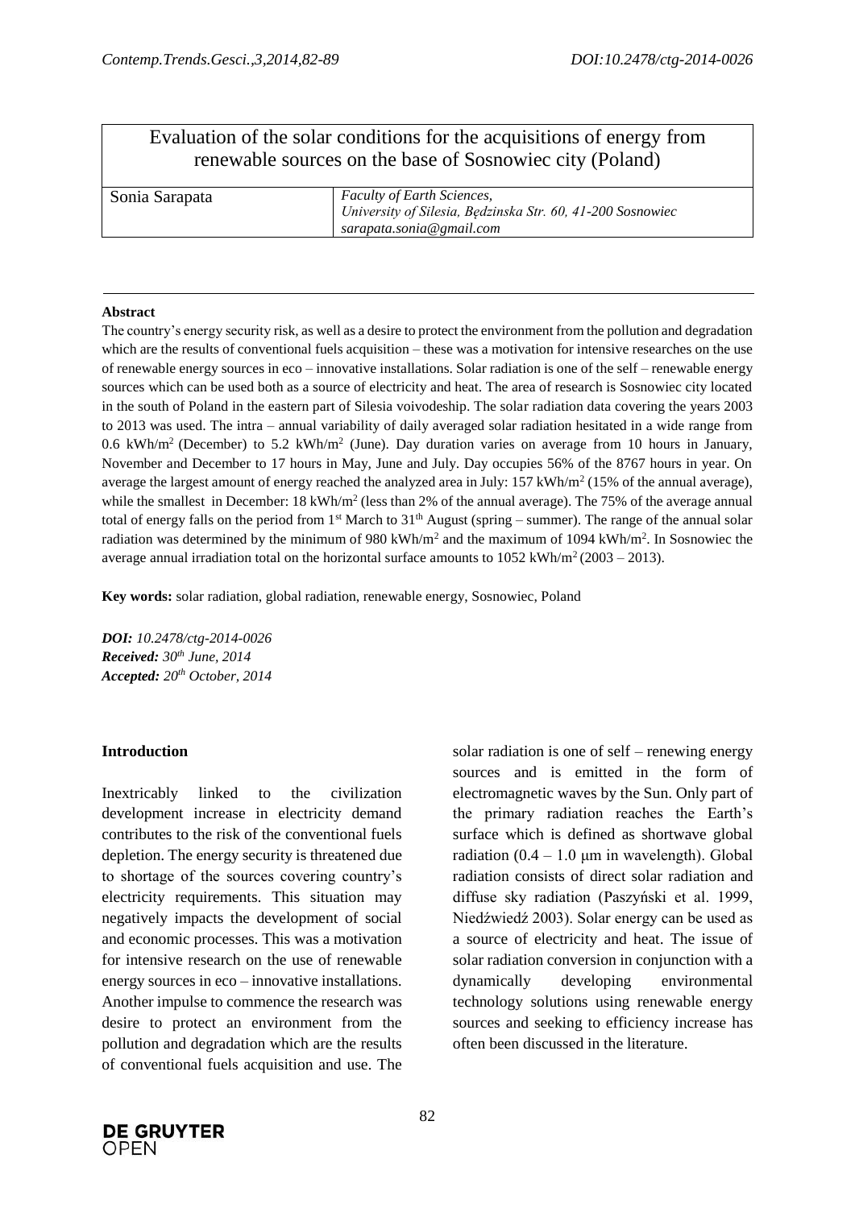# Evaluation of the solar conditions for the acquisitions of energy from renewable sources on the base of Sosnowiec city (Poland)

| Sonia Sarapata | *Faculty of Earth Sciences,*<br>*University of Silesia, Będzinska Str. 60, 41-200 Sosnowiec*<br>*sarapata.sonia@gmail.com* |
|---|---|

---

**Abstract**

The country's energy security risk, as well as a desire to protect the environment from the pollution and degradation which are the results of conventional fuels acquisition – these was a motivation for intensive researches on the use of renewable energy sources in eco – innovative installations. Solar radiation is one of the self – renewable energy sources which can be used both as a source of electricity and heat. The area of research is Sosnowiec city located in the south of Poland in the eastern part of Silesia voivodeship. The solar radiation data covering the years 2003 to 2013 was used. The intra – annual variability of daily averaged solar radiation hesitated in a wide range from 0.6 kWh/m$^2$ (December) to 5.2 kWh/m$^2$ (June). Day duration varies on average from 10 hours in January, November and December to 17 hours in May, June and July. Day occupies 56% of the 8767 hours in year. On average the largest amount of energy reached the analyzed area in July: 157 kWh/m$^2$ (15% of the annual average), while the smallest in December: 18 kWh/m$^2$ (less than 2% of the annual average). The 75% of the average annual total of energy falls on the period from 1st March to 31th August (spring – summer). The range of the annual solar radiation was determined by the minimum of 980 kWh/m$^2$ and the maximum of 1094 kWh/m$^2$. In Sosnowiec the average annual irradiation total on the horizontal surface amounts to 1052 kWh/m$^2$ (2003 – 2013).

**Key words:** solar radiation, global radiation, renewable energy, Sosnowiec, Poland

***DOI:*** *10.2478/ctg-2014-0026*
***Received:*** *30th June, 2014*
***Accepted:*** *20th October, 2014*

## Introduction

Inextricably linked to the civilization development increase in electricity demand contributes to the risk of the conventional fuels depletion. The energy security is threatened due to shortage of the sources covering country's electricity requirements. This situation may negatively impacts the development of social and economic processes. This was a motivation for intensive research on the use of renewable energy sources in eco – innovative installations. Another impulse to commence the research was desire to protect an environment from the pollution and degradation which are the results of conventional fuels acquisition and use. The solar radiation is one of self – renewing energy sources and is emitted in the form of electromagnetic waves by the Sun. Only part of the primary radiation reaches the Earth's surface which is defined as shortwave global radiation (0.4 – 1.0 μm in wavelength). Global radiation consists of direct solar radiation and diffuse sky radiation (Paszyński et al. 1999, Niedźwiedź 2003). Solar energy can be used as a source of electricity and heat. The issue of solar radiation conversion in conjunction with a dynamically developing environmental technology solutions using renewable energy sources and seeking to efficiency increase has often been discussed in the literature.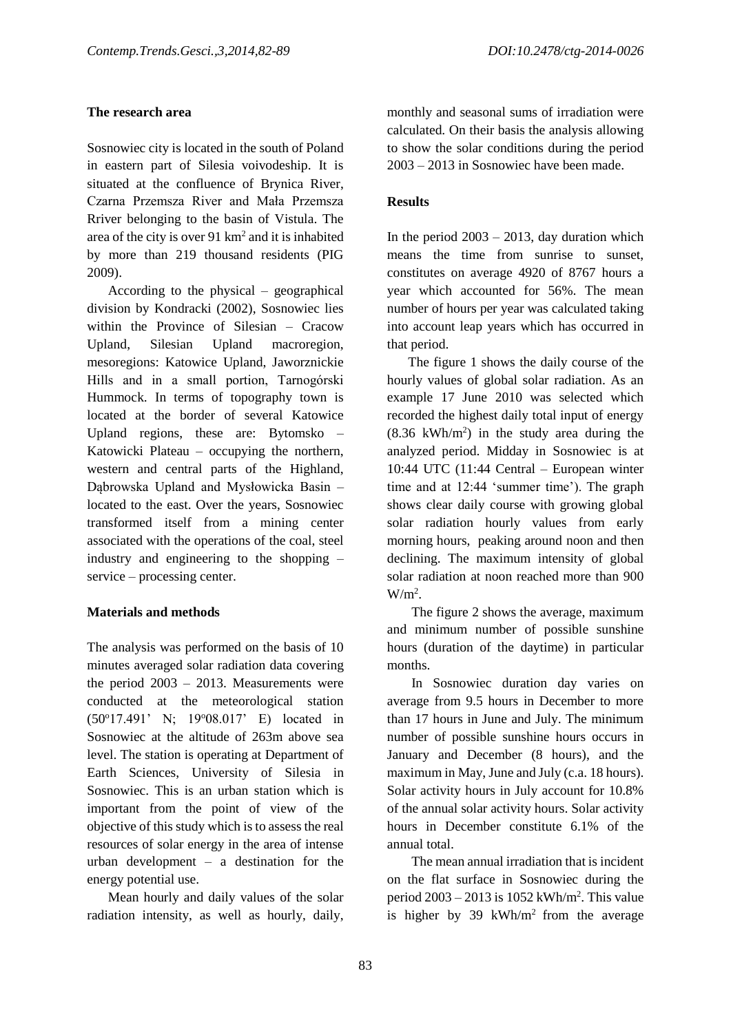## The research area

Sosnowiec city is located in the south of Poland in eastern part of Silesia voivodeship. It is situated at the confluence of Brynica River, Czarna Przemsza River and Mała Przemsza Rriver belonging to the basin of Vistula. The area of the city is over 91 km$^2$ and it is inhabited by more than 219 thousand residents (PIG 2009).

According to the physical – geographical division by Kondracki (2002), Sosnowiec lies within the Province of Silesian – Cracow Upland, Silesian Upland macroregion, mesoregions: Katowice Upland, Jaworznickie Hills and in a small portion, Tarnogórski Hummock. In terms of topography town is located at the border of several Katowice Upland regions, these are: Bytomsko – Katowicki Plateau – occupying the northern, western and central parts of the Highland, Dąbrowska Upland and Mysłowicka Basin – located to the east. Over the years, Sosnowiec transformed itself from a mining center associated with the operations of the coal, steel industry and engineering to the shopping – service – processing center.

## Materials and methods

The analysis was performed on the basis of 10 minutes averaged solar radiation data covering the period 2003 – 2013. Measurements were conducted at the meteorological station (50$^o$17.491' N; 19$^o$08.017' E) located in Sosnowiec at the altitude of 263m above sea level. The station is operating at Department of Earth Sciences, University of Silesia in Sosnowiec. This is an urban station which is important from the point of view of the objective of this study which is to assess the real resources of solar energy in the area of intense urban development – a destination for the energy potential use.

Mean hourly and daily values of the solar radiation intensity, as well as hourly, daily, monthly and seasonal sums of irradiation were calculated. On their basis the analysis allowing to show the solar conditions during the period 2003 – 2013 in Sosnowiec have been made.

## Results

In the period 2003 – 2013, day duration which means the time from sunrise to sunset, constitutes on average 4920 of 8767 hours a year which accounted for 56%. The mean number of hours per year was calculated taking into account leap years which has occurred in that period.

The figure 1 shows the daily course of the hourly values of global solar radiation. As an example 17 June 2010 was selected which recorded the highest daily total input of energy (8.36 kWh/m$^2$) in the study area during the analyzed period. Midday in Sosnowiec is at 10:44 UTC (11:44 Central – European winter time and at 12:44 'summer time'). The graph shows clear daily course with growing global solar radiation hourly values from early morning hours, peaking around noon and then declining. The maximum intensity of global solar radiation at noon reached more than 900 W/m$^2$.

The figure 2 shows the average, maximum and minimum number of possible sunshine hours (duration of the daytime) in particular months.

In Sosnowiec duration day varies on average from 9.5 hours in December to more than 17 hours in June and July. The minimum number of possible sunshine hours occurs in January and December (8 hours), and the maximum in May, June and July (c.a. 18 hours). Solar activity hours in July account for 10.8% of the annual solar activity hours. Solar activity hours in December constitute 6.1% of the annual total.

The mean annual irradiation that is incident on the flat surface in Sosnowiec during the period 2003 – 2013 is 1052 kWh/m$^2$. This value is higher by 39 kWh/m$^2$ from the average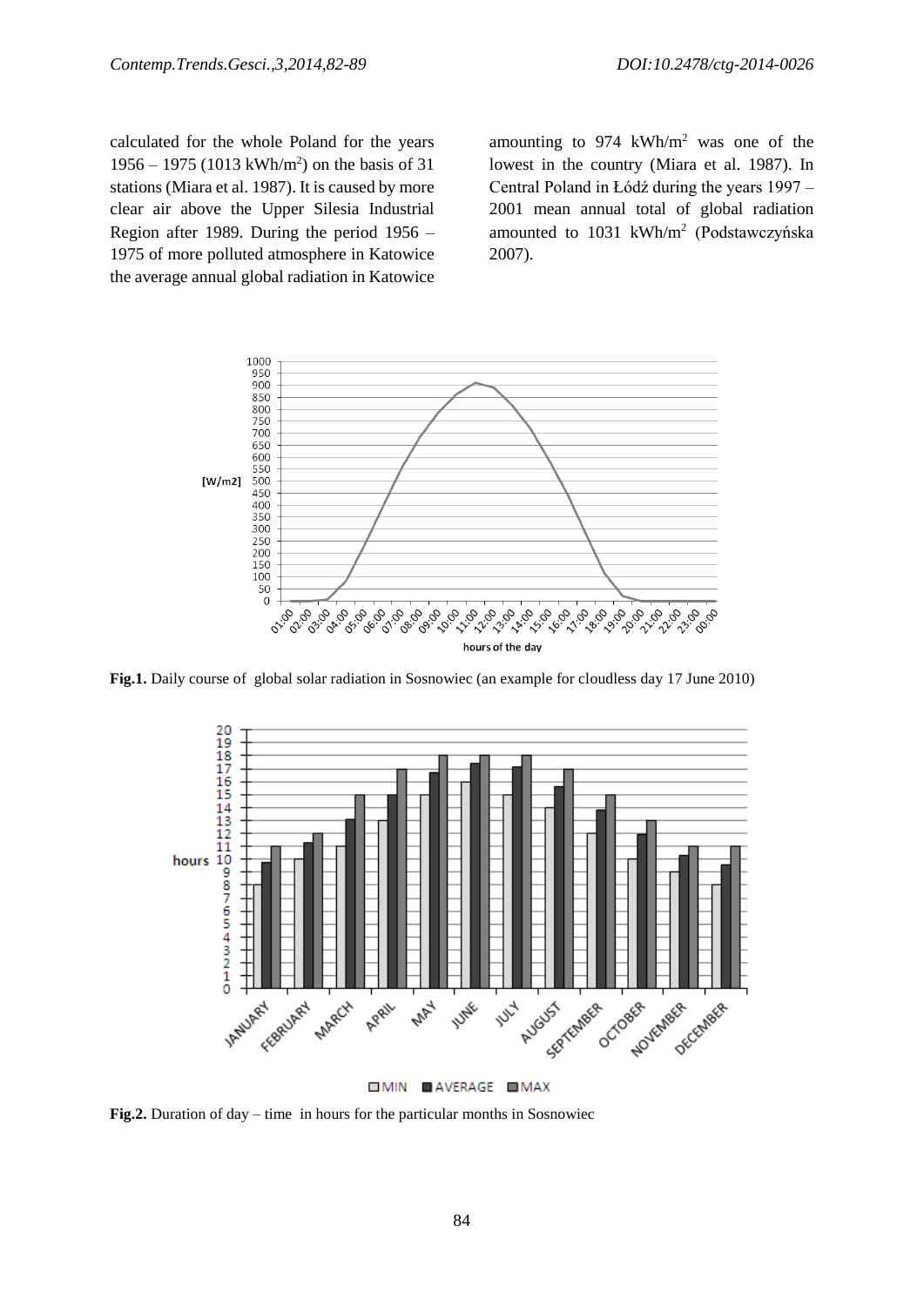calculated for the whole Poland for the years 1956 – 1975 (1013 kWh/m$^2$) on the basis of 31 stations (Miara et al. 1987). It is caused by more clear air above the Upper Silesia Industrial Region after 1989. During the period 1956 – 1975 of more polluted atmosphere in Katowice the average annual global radiation in Katowice amounting to 974 kWh/m$^2$ was one of the lowest in the country (Miara et al. 1987). In Central Poland in Łódź during the years 1997 – 2001 mean annual total of global radiation amounted to 1031 kWh/m$^2$ (Podstawczyńska 2007).

**Fig.1.** Daily course of global solar radiation in Sosnowiec (an example for cloudless day 17 June 2010)

**Fig.2.** Duration of day – time in hours for the particular months in Sosnowiec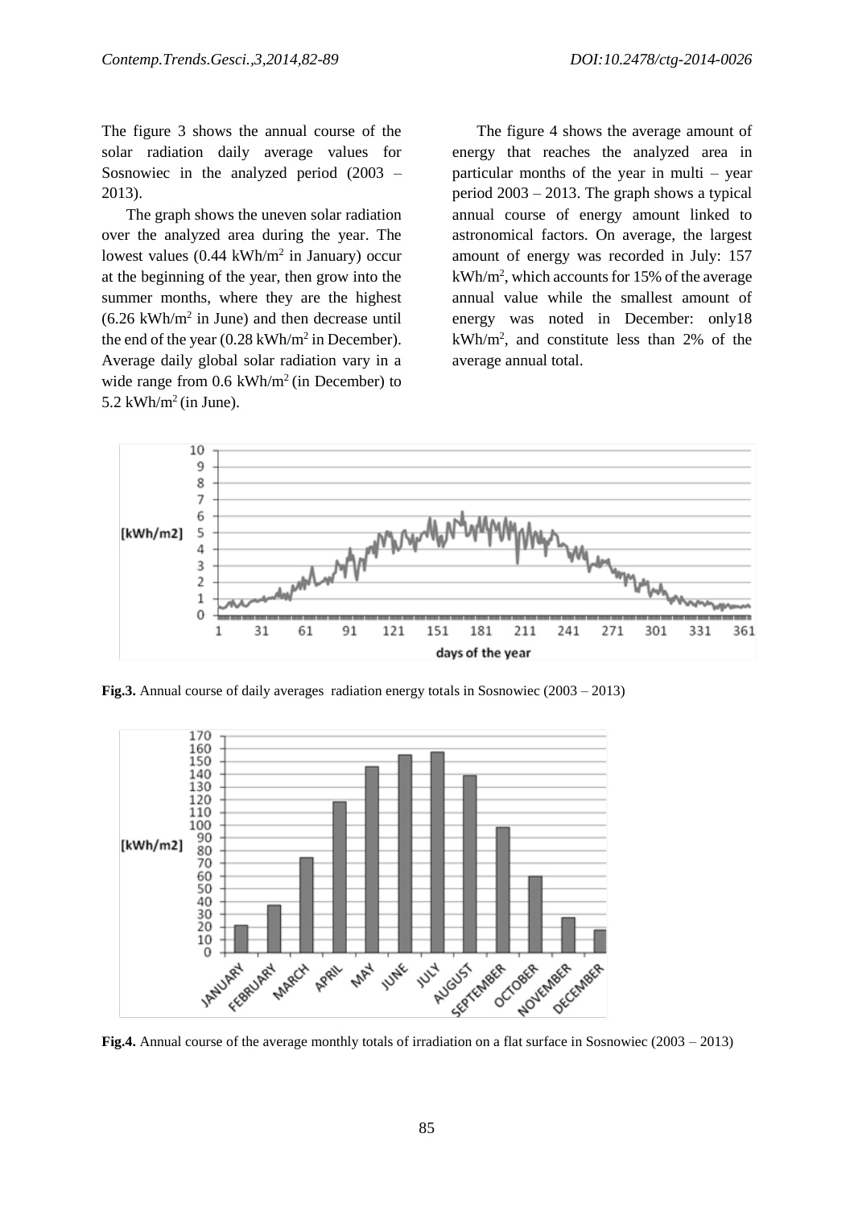The figure 3 shows the annual course of the solar radiation daily average values for Sosnowiec in the analyzed period (2003 – 2013).

The graph shows the uneven solar radiation over the analyzed area during the year. The lowest values (0.44 $kWh/m^2$ in January) occur at the beginning of the year, then grow into the summer months, where they are the highest (6.26 $kWh/m^2$ in June) and then decrease until the end of the year (0.28 $kWh/m^2$ in December). Average daily global solar radiation vary in a wide range from 0.6 $kWh/m^2$ (in December) to 5.2 $kWh/m^2$ (in June).

The figure 4 shows the average amount of energy that reaches the analyzed area in particular months of the year in multi – year period 2003 – 2013. The graph shows a typical annual course of energy amount linked to astronomical factors. On average, the largest amount of energy was recorded in July: 157 $kWh/m^2$, which accounts for 15% of the average annual value while the smallest amount of energy was noted in December: only18 $kWh/m^2$, and constitute less than 2% of the average annual total.

**Fig.3.** Annual course of daily averages radiation energy totals in Sosnowiec (2003 – 2013)

**Fig.4.** Annual course of the average monthly totals of irradiation on a flat surface in Sosnowiec (2003 – 2013)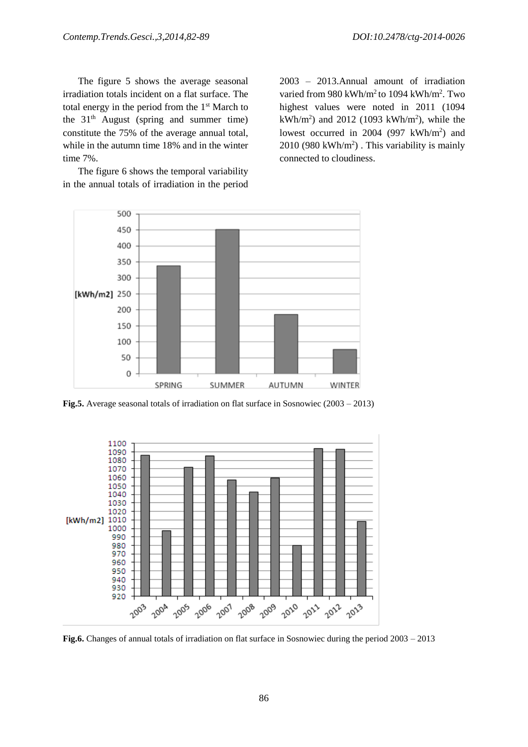The figure 5 shows the average seasonal irradiation totals incident on a flat surface. The total energy in the period from the 1st March to the 31th August (spring and summer time) constitute the 75% of the average annual total, while in the autumn time 18% and in the winter time 7%.

The figure 6 shows the temporal variability in the annual totals of irradiation in the period 2003 – 2013.Annual amount of irradiation varied from 980 kWh/m$^2$ to 1094 kWh/m$^2$. Two highest values were noted in 2011 (1094 kWh/m$^2$) and 2012 (1093 kWh/m$^2$), while the lowest occurred in 2004 (997 kWh/m$^2$) and 2010 (980 kWh/m$^2$) . This variability is mainly connected to cloudiness.

**Fig.5.** Average seasonal totals of irradiation on flat surface in Sosnowiec (2003 – 2013)

**Fig.6.** Changes of annual totals of irradiation on flat surface in Sosnowiec during the period 2003 – 2013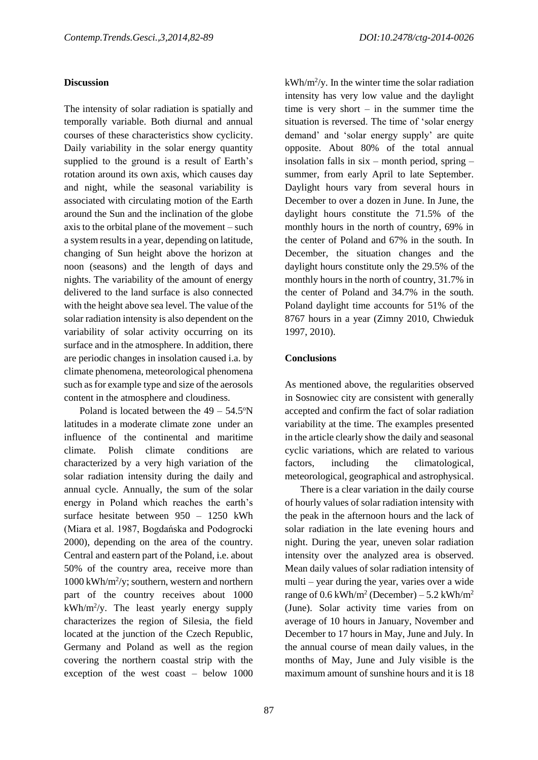## Discussion

The intensity of solar radiation is spatially and temporally variable. Both diurnal and annual courses of these characteristics show cyclicity. Daily variability in the solar energy quantity supplied to the ground is a result of Earth's rotation around its own axis, which causes day and night, while the seasonal variability is associated with circulating motion of the Earth around the Sun and the inclination of the globe axis to the orbital plane of the movement – such a system results in a year, depending on latitude, changing of Sun height above the horizon at noon (seasons) and the length of days and nights. The variability of the amount of energy delivered to the land surface is also connected with the height above sea level. The value of the solar radiation intensity is also dependent on the variability of solar activity occurring on its surface and in the atmosphere. In addition, there are periodic changes in insolation caused i.a. by climate phenomena, meteorological phenomena such as for example type and size of the aerosols content in the atmosphere and cloudiness.

Poland is located between the 49 – 54.5°N latitudes in a moderate climate zone under an influence of the continental and maritime climate. Polish climate conditions are characterized by a very high variation of the solar radiation intensity during the daily and annual cycle. Annually, the sum of the solar energy in Poland which reaches the earth's surface hesitate between 950 – 1250 kWh (Miara et al. 1987, Bogdańska and Podogrocki 2000), depending on the area of the country. Central and eastern part of the Poland, i.e. about 50% of the country area, receive more than 1000 $kWh/m^2/y$; southern, western and northern part of the country receives about 1000 $kWh/m^2/y$. The least yearly energy supply characterizes the region of Silesia, the field located at the junction of the Czech Republic, Germany and Poland as well as the region covering the northern coastal strip with the exception of the west coast – below 1000 $kWh/m^2/y$. In the winter time the solar radiation intensity has very low value and the daylight time is very short – in the summer time the situation is reversed. The time of 'solar energy demand' and 'solar energy supply' are quite opposite. About 80% of the total annual insolation falls in six – month period, spring – summer, from early April to late September. Daylight hours vary from several hours in December to over a dozen in June. In June, the daylight hours constitute the 71.5% of the monthly hours in the north of country, 69% in the center of Poland and 67% in the south. In December, the situation changes and the daylight hours constitute only the 29.5% of the monthly hours in the north of country, 31.7% in the center of Poland and 34.7% in the south. Poland daylight time accounts for 51% of the 8767 hours in a year (Zimny 2010, Chwieduk 1997, 2010).

## Conclusions

As mentioned above, the regularities observed in Sosnowiec city are consistent with generally accepted and confirm the fact of solar radiation variability at the time. The examples presented in the article clearly show the daily and seasonal cyclic variations, which are related to various factors, including the climatological, meteorological, geographical and astrophysical.

There is a clear variation in the daily course of hourly values of solar radiation intensity with the peak in the afternoon hours and the lack of solar radiation in the late evening hours and night. During the year, uneven solar radiation intensity over the analyzed area is observed. Mean daily values of solar radiation intensity of multi – year during the year, varies over a wide range of 0.6 $kWh/m^2$ (December) – 5.2 $kWh/m^2$ (June). Solar activity time varies from on average of 10 hours in January, November and December to 17 hours in May, June and July. In the annual course of mean daily values, in the months of May, June and July visible is the maximum amount of sunshine hours and it is 18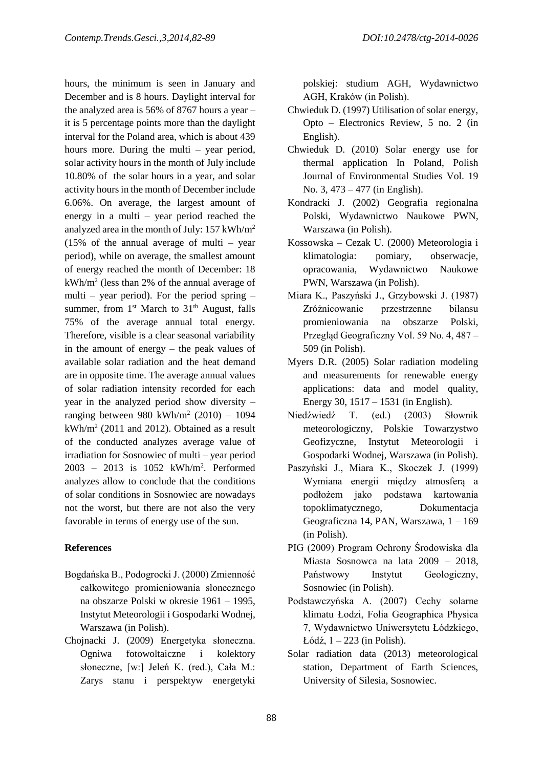hours, the minimum is seen in January and December and is 8 hours. Daylight interval for the analyzed area is 56% of 8767 hours a year – it is 5 percentage points more than the daylight interval for the Poland area, which is about 439 hours more. During the multi – year period, solar activity hours in the month of July include 10.80% of the solar hours in a year, and solar activity hours in the month of December include 6.06%. On average, the largest amount of energy in a multi – year period reached the analyzed area in the month of July: 157 kWh/m$^2$ (15% of the annual average of multi – year period), while on average, the smallest amount of energy reached the month of December: 18 kWh/m$^2$ (less than 2% of the annual average of multi – year period). For the period spring – summer, from 1$^{st}$ March to 31$^{th}$ August, falls 75% of the average annual total energy. Therefore, visible is a clear seasonal variability in the amount of energy – the peak values of available solar radiation and the heat demand are in opposite time. The average annual values of solar radiation intensity recorded for each year in the analyzed period show diversity – ranging between 980 kWh/m$^2$ (2010) – 1094 kWh/m$^2$ (2011 and 2012). Obtained as a result of the conducted analyzes average value of irradiation for Sosnowiec of multi – year period 2003 – 2013 is 1052 kWh/m$^2$. Performed analyzes allow to conclude that the conditions of solar conditions in Sosnowiec are nowadays not the worst, but there are not also the very favorable in terms of energy use of the sun.

## References

Bogdańska B., Podogrocki J. (2000) Zmienność całkowitego promieniowania słonecznego na obszarze Polski w okresie 1961 – 1995, Instytut Meteorologii i Gospodarki Wodnej, Warszawa (in Polish).

Chojnacki J. (2009) Energetyka słoneczna. Ogniwa fotowoltaiczne i kolektory słoneczne, [w:] Jeleń K. (red.), Cała M.: Zarys stanu i perspektyw energetyki polskiej: studium AGH, Wydawnictwo AGH, Kraków (in Polish).

Chwieduk D. (1997) Utilisation of solar energy, Opto – Electronics Review, 5 no. 2 (in English).

Chwieduk D. (2010) Solar energy use for thermal application In Poland, Polish Journal of Environmental Studies Vol. 19 No. 3, 473 – 477 (in English).

Kondracki J. (2002) Geografia regionalna Polski, Wydawnictwo Naukowe PWN, Warszawa (in Polish).

Kossowska – Cezak U. (2000) Meteorologia i klimatologia: pomiary, obserwacje, opracowania, Wydawnictwo Naukowe PWN, Warszawa (in Polish).

Miara K., Paszyński J., Grzybowski J. (1987) Zróżnicowanie przestrzenne bilansu promieniowania na obszarze Polski, Przegląd Geograficzny Vol. 59 No. 4, 487 – 509 (in Polish).

Myers D.R. (2005) Solar radiation modeling and measurements for renewable energy applications: data and model quality, Energy 30, 1517 – 1531 (in English).

Niedźwiedź T. (ed.) (2003) Słownik meteorologiczny, Polskie Towarzystwo Geofizyczne, Instytut Meteorologii i Gospodarki Wodnej, Warszawa (in Polish).

Paszyński J., Miara K., Skoczek J. (1999) Wymiana energii między atmosferą a podłożem jako podstawa kartowania topoklimatycznego, Dokumentacja Geograficzna 14, PAN, Warszawa, 1 – 169 (in Polish).

PIG (2009) Program Ochrony Środowiska dla Miasta Sosnowca na lata 2009 – 2018, Państwowy Instytut Geologiczny, Sosnowiec (in Polish).

Podstawczyńska A. (2007) Cechy solarne klimatu Łodzi, Folia Geographica Physica 7, Wydawnictwo Uniwersytetu Łódzkiego, Łódź, 1 – 223 (in Polish).

Solar radiation data (2013) meteorological station, Department of Earth Sciences, University of Silesia, Sosnowiec.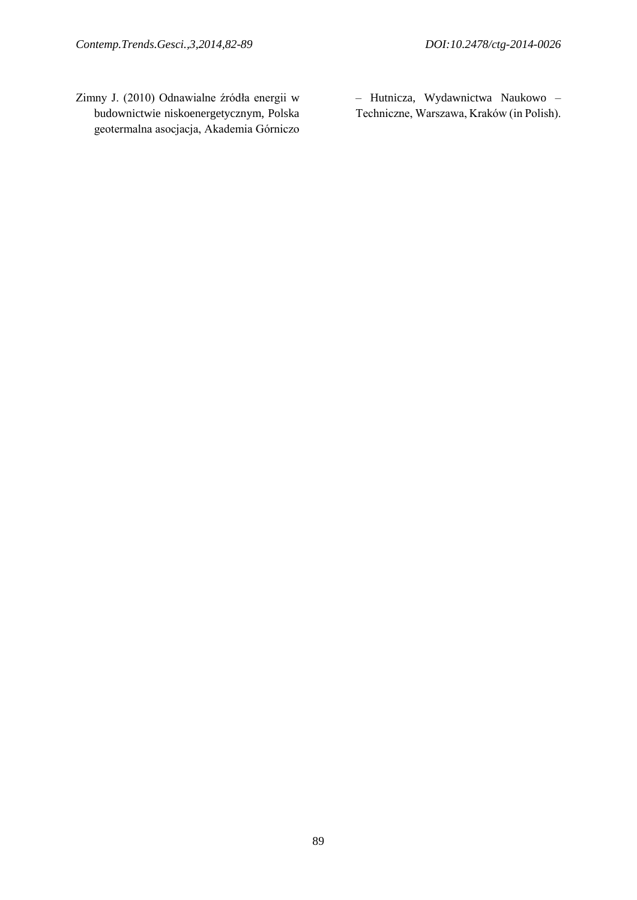Zimny J. (2010) Odnawialne źródła energii w budownictwie niskoenergetycznym, Polska geotermalna asocjacja, Akademia Górniczo – Hutnicza, Wydawnictwa Naukowo – Techniczne, Warszawa, Kraków (in Polish).